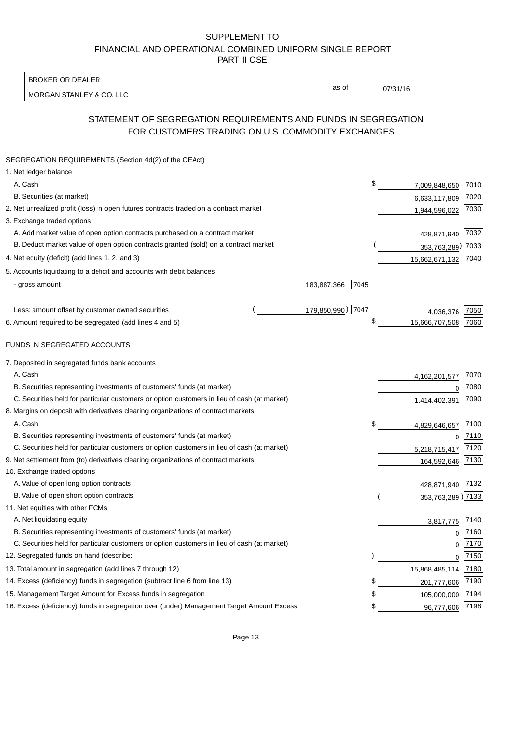SUPPLEMENT TO
FINANCIAL AND OPERATIONAL COMBINED UNIFORM SINGLE REPORT
PART II CSE

BROKER OR DEALER

MORGAN STANLEY & CO. LLC

as of 07/31/16

## STATEMENT OF SEGREGATION REQUIREMENTS AND FUNDS IN SEGREGATION FOR CUSTOMERS TRADING ON U.S. COMMODITY EXCHANGES

### SEGREGATION REQUIREMENTS (Section 4d(2) of the CEAct)

| | | | | |
|---|---|---|---|---|
| 1. Net ledger balance | | | | |
| A. Cash | | | $ 7,009,848,650 | 7010 |
| B. Securities (at market) | | | 6,633,117,809 | 7020 |
| 2. Net unrealized profit (loss) in open futures contracts traded on a contract market | | | 1,944,596,022 | 7030 |
| 3. Exchange traded options | | | | |
| A. Add market value of open option contracts purchased on a contract market | | | 428,871,940 | 7032 |
| B. Deduct market value of open option contracts granted (sold) on a contract market | | | (353,763,289) | 7033 |
| 4. Net equity (deficit) (add lines 1, 2, and 3) | | | 15,662,671,132 | 7040 |
| 5. Accounts liquidating to a deficit and accounts with debit balances | | | | |
| - gross amount | 183,887,366 | 7045 | | |
| Less: amount offset by customer owned securities | (179,850,990) | 7047 | 4,036,376 | 7050 |
| 6. Amount required to be segregated (add lines 4 and 5) | | | $ 15,666,707,508 | 7060 |

### FUNDS IN SEGREGATED ACCOUNTS

| | | |
|---|---|---|
| 7. Deposited in segregated funds bank accounts | | |
| A. Cash | 4,162,201,577 | 7070 |
| B. Securities representing investments of customers' funds (at market) | 0 | 7080 |
| C. Securities held for particular customers or option customers in lieu of cash (at market) | 1,414,402,391 | 7090 |
| 8. Margins on deposit with derivatives clearing organizations of contract markets | | |
| A. Cash | $ 4,829,646,657 | 7100 |
| B. Securities representing investments of customers' funds (at market) | 0 | 7110 |
| C. Securities held for particular customers or option customers in lieu of cash (at market) | 5,218,715,417 | 7120 |
| 9. Net settlement from (to) derivatives clearing organizations of contract markets | 164,592,646 | 7130 |
| 10. Exchange traded options | | |
| A. Value of open long option contracts | 428,871,940 | 7132 |
| B. Value of open short option contracts | (353,763,289) | 7133 |
| 11. Net equities with other FCMs | | |
| A. Net liquidating equity | 3,817,775 | 7140 |
| B. Securities representing investments of customers' funds (at market) | 0 | 7160 |
| C. Securities held for particular customers or option customers in lieu of cash (at market) | 0 | 7170 |
| 12. Segregated funds on hand (describe: ) | 0 | 7150 |
| 13. Total amount in segregation (add lines 7 through 12) | 15,868,485,114 | 7180 |
| 14. Excess (deficiency) funds in segregation (subtract line 6 from line 13) | $ 201,777,606 | 7190 |
| 15. Management Target Amount for Excess funds in segregation | $ 105,000,000 | 7194 |
| 16. Excess (deficiency) funds in segregation over (under) Management Target Amount Excess | $ 96,777,606 | 7198 |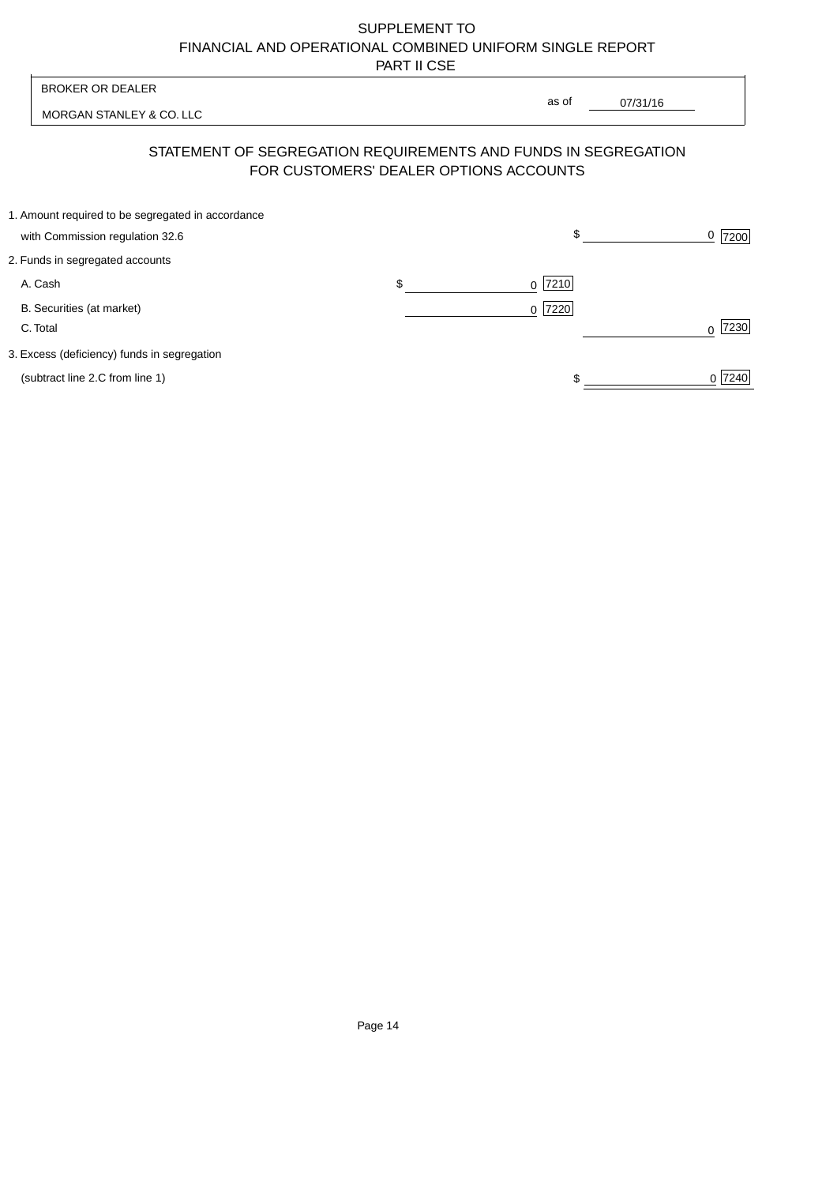SUPPLEMENT TO
FINANCIAL AND OPERATIONAL COMBINED UNIFORM SINGLE REPORT
PART II CSE

| BROKER OR DEALER | |
|---|---|
| MORGAN STANLEY & CO. LLC | as of 07/31/16 |

## STATEMENT OF SEGREGATION REQUIREMENTS AND FUNDS IN SEGREGATION FOR CUSTOMERS' DEALER OPTIONS ACCOUNTS

| | | |
|---|---|---|
| 1. Amount required to be segregated in accordance with Commission regulation 32.6 | | $ 0 [7200] |
| 2. Funds in segregated accounts | | |
| A. Cash | $ 0 [7210] | |
| B. Securities (at market) | 0 [7220] | |
| C. Total | | 0 [7230] |
| 3. Excess (deficiency) funds in segregation (subtract line 2.C from line 1) | | $ 0 [7240] |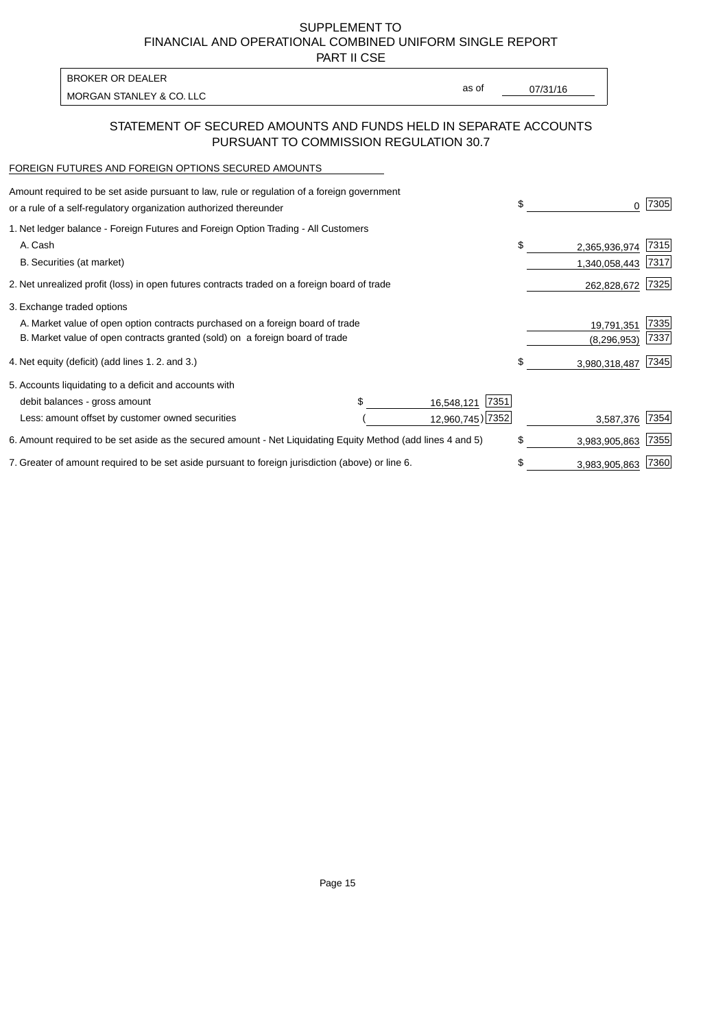SUPPLEMENT TO
FINANCIAL AND OPERATIONAL COMBINED UNIFORM SINGLE REPORT
PART II CSE

| BROKER OR DEALER | | |
|---|---|---|
| MORGAN STANLEY & CO. LLC | as of | 07/31/16 |

## STATEMENT OF SECURED AMOUNTS AND FUNDS HELD IN SEPARATE ACCOUNTS PURSUANT TO COMMISSION REGULATION 30.7

FOREIGN FUTURES AND FOREIGN OPTIONS SECURED AMOUNTS

| | | | | |
|---|---|---|---|---|
| Amount required to be set aside pursuant to law, rule or regulation of a foreign government or a rule of a self-regulatory organization authorized thereunder | | | $ 0 | 7305 |
| 1. Net ledger balance - Foreign Futures and Foreign Option Trading - All Customers | | | | |
| A. Cash | | | $ 2,365,936,974 | 7315 |
| B. Securities (at market) | | | 1,340,058,443 | 7317 |
| 2. Net unrealized profit (loss) in open futures contracts traded on a foreign board of trade | | | 262,828,672 | 7325 |
| 3. Exchange traded options | | | | |
| A. Market value of open option contracts purchased on a foreign board of trade | | | 19,791,351 | 7335 |
| B. Market value of open contracts granted (sold) on a foreign board of trade | | | (8,296,953) | 7337 |
| 4. Net equity (deficit) (add lines 1. 2. and 3.) | | | $ 3,980,318,487 | 7345 |
| 5. Accounts liquidating to a deficit and accounts with | | | | |
| debit balances - gross amount | $ 16,548,121 | 7351 | | |
| Less: amount offset by customer owned securities | ( 12,960,745) | 7352 | 3,587,376 | 7354 |
| 6. Amount required to be set aside as the secured amount - Net Liquidating Equity Method (add lines 4 and 5) | | | $ 3,983,905,863 | 7355 |
| 7. Greater of amount required to be set aside pursuant to foreign jurisdiction (above) or line 6. | | | $ 3,983,905,863 | 7360 |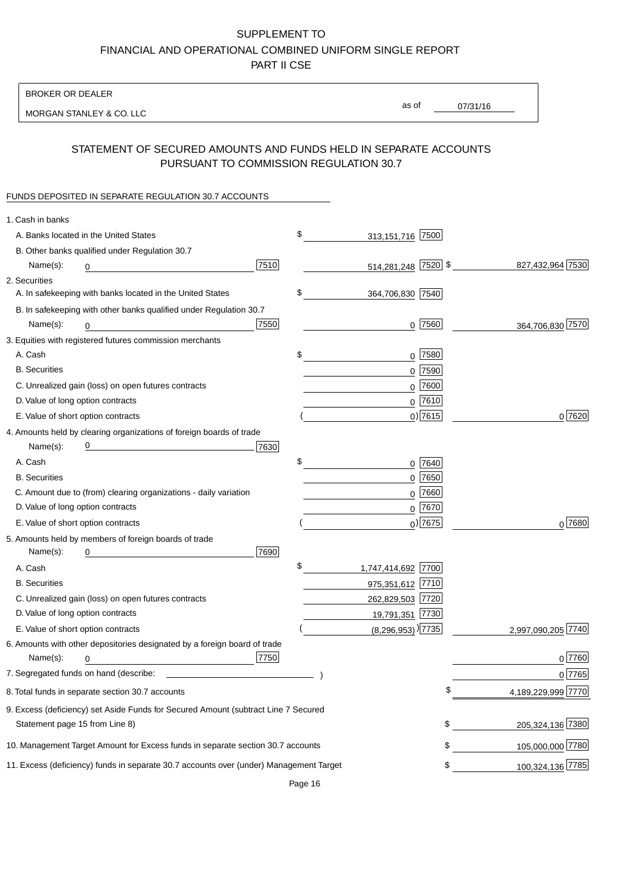SUPPLEMENT TO
FINANCIAL AND OPERATIONAL COMBINED UNIFORM SINGLE REPORT
PART II CSE

BROKER OR DEALER

MORGAN STANLEY & CO. LLC

as of 07/31/16

## STATEMENT OF SECURED AMOUNTS AND FUNDS HELD IN SEPARATE ACCOUNTS PURSUANT TO COMMISSION REGULATION 30.7

FUNDS DEPOSITED IN SEPARATE REGULATION 30.7 ACCOUNTS

| | | | |
|---|---|---|---|
| 1. Cash in banks | | | |
| A. Banks located in the United States | | $ 313,151,716 [7500] | |
| B. Other banks qualified under Regulation 30.7 | | | |
| Name(s): 0 | [7510] | 514,281,248 [7520] | $ 827,432,964 [7530] |
| 2. Securities | | | |
| A. In safekeeping with banks located in the United States | | $ 364,706,830 [7540] | |
| B. In safekeeping with other banks qualified under Regulation 30.7 | | | |
| Name(s): 0 | [7550] | 0 [7560] | 364,706,830 [7570] |
| 3. Equities with registered futures commission merchants | | | |
| A. Cash | | $ 0 [7580] | |
| B. Securities | | 0 [7590] | |
| C. Unrealized gain (loss) on open futures contracts | | 0 [7600] | |
| D. Value of long option contracts | | 0 [7610] | |
| E. Value of short option contracts | | ( 0) [7615] | 0 [7620] |
| 4. Amounts held by clearing organizations of foreign boards of trade | | | |
| Name(s): 0 | [7630] | | |
| A. Cash | | $ 0 [7640] | |
| B. Securities | | 0 [7650] | |
| C. Amount due to (from) clearing organizations - daily variation | | 0 [7660] | |
| D. Value of long option contracts | | 0 [7670] | |
| E. Value of short option contracts | | ( 0) [7675] | 0 [7680] |
| 5. Amounts held by members of foreign boards of trade | | | |
| Name(s): 0 | [7690] | | |
| A. Cash | | $ 1,747,414,692 [7700] | |
| B. Securities | | 975,351,612 [7710] | |
| C. Unrealized gain (loss) on open futures contracts | | 262,829,503 [7720] | |
| D. Value of long option contracts | | 19,791,351 [7730] | |
| E. Value of short option contracts | | ( (8,296,953) ) [7735] | 2,997,090,205 [7740] |
| 6. Amounts with other depositories designated by a foreign board of trade | | | |
| Name(s): 0 | [7750] | | 0 [7760] |
| 7. Segregated funds on hand (describe: ) | | | 0 [7765] |
| 8. Total funds in separate section 30.7 accounts | | | $ 4,189,229,999 [7770] |
| 9. Excess (deficiency) set Aside Funds for Secured Amount (subtract Line 7 Secured Statement page 15 from Line 8) | | | $ 205,324,136 [7380] |
| 10. Management Target Amount for Excess funds in separate section 30.7 accounts | | | $ 105,000,000 [7780] |
| 11. Excess (deficiency) funds in separate 30.7 accounts over (under) Management Target | | | $ 100,324,136 [7785] |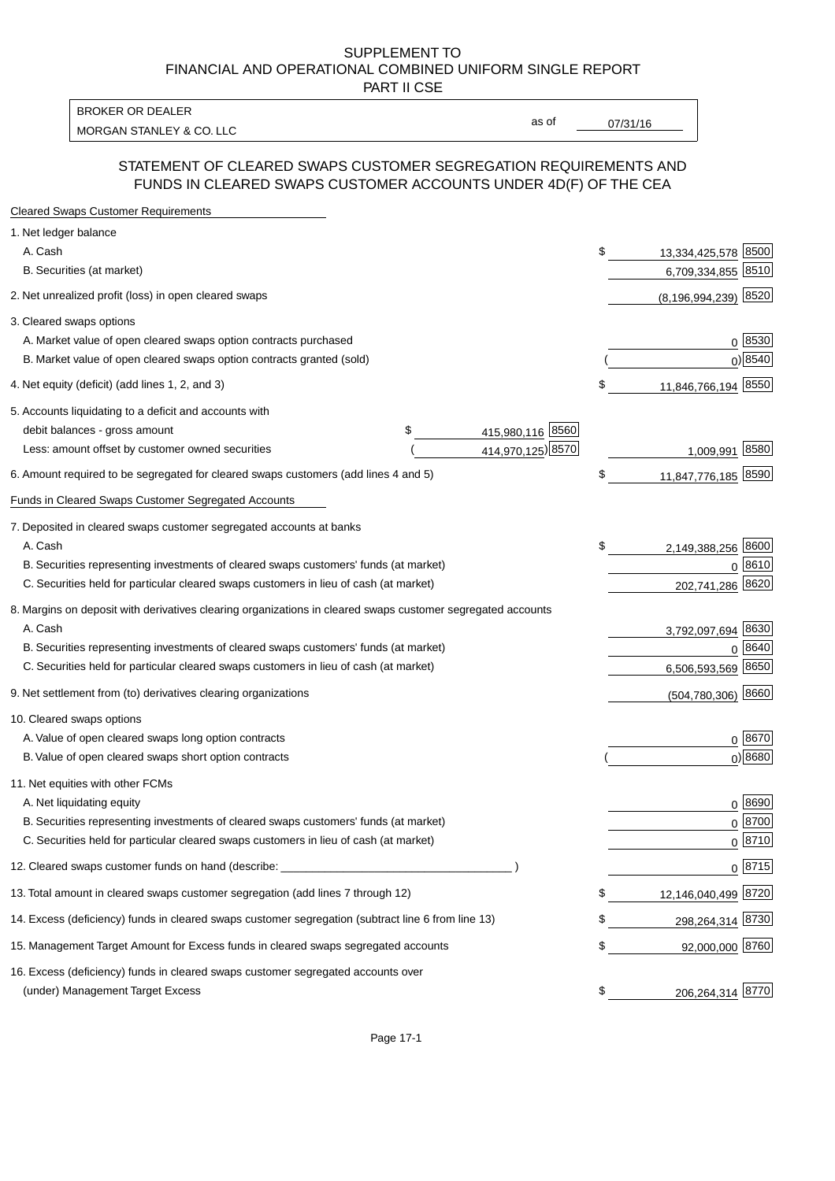SUPPLEMENT TO
FINANCIAL AND OPERATIONAL COMBINED UNIFORM SINGLE REPORT
PART II CSE

| | |
|---|---|
| BROKER OR DEALER<br>MORGAN STANLEY & CO. LLC | as of 07/31/16 |

## STATEMENT OF CLEARED SWAPS CUSTOMER SEGREGATION REQUIREMENTS AND FUNDS IN CLEARED SWAPS CUSTOMER ACCOUNTS UNDER 4D(F) OF THE CEA

| | | | | |
|---|---|---|---|---|
| **Cleared Swaps Customer Requirements** | | | | |
| 1. Net ledger balance | | | | |
| A. Cash | | | $ 13,334,425,578 | 8500 |
| B. Securities (at market) | | | 6,709,334,855 | 8510 |
| 2. Net unrealized profit (loss) in open cleared swaps | | | (8,196,994,239) | 8520 |
| 3. Cleared swaps options | | | | |
| A. Market value of open cleared swaps option contracts purchased | | | 0 | 8530 |
| B. Market value of open cleared swaps option contracts granted (sold) | | | ( 0) | 8540 |
| 4. Net equity (deficit) (add lines 1, 2, and 3) | | | $ 11,846,766,194 | 8550 |
| 5. Accounts liquidating to a deficit and accounts with | | | | |
| debit balances - gross amount | $ 415,980,116 | 8560 | | |
| Less: amount offset by customer owned securities | ( 414,970,125) | 8570 | 1,009,991 | 8580 |
| 6. Amount required to be segregated for cleared swaps customers (add lines 4 and 5) | | | $ 11,847,776,185 | 8590 |
| **Funds in Cleared Swaps Customer Segregated Accounts** | | | | |
| 7. Deposited in cleared swaps customer segregated accounts at banks | | | | |
| A. Cash | | | $ 2,149,388,256 | 8600 |
| B. Securities representing investments of cleared swaps customers' funds (at market) | | | 0 | 8610 |
| C. Securities held for particular cleared swaps customers in lieu of cash (at market) | | | 202,741,286 | 8620 |
| 8. Margins on deposit with derivatives clearing organizations in cleared swaps customer segregated accounts | | | | |
| A. Cash | | | 3,792,097,694 | 8630 |
| B. Securities representing investments of cleared swaps customers' funds (at market) | | | 0 | 8640 |
| C. Securities held for particular cleared swaps customers in lieu of cash (at market) | | | 6,506,593,569 | 8650 |
| 9. Net settlement from (to) derivatives clearing organizations | | | (504,780,306) | 8660 |
| 10. Cleared swaps options | | | | |
| A. Value of open cleared swaps long option contracts | | | 0 | 8670 |
| B. Value of open cleared swaps short option contracts | | | ( 0) | 8680 |
| 11. Net equities with other FCMs | | | | |
| A. Net liquidating equity | | | 0 | 8690 |
| B. Securities representing investments of cleared swaps customers' funds (at market) | | | 0 | 8700 |
| C. Securities held for particular cleared swaps customers in lieu of cash (at market) | | | 0 | 8710 |
| 12. Cleared swaps customer funds on hand (describe: ______________________ ) | | | 0 | 8715 |
| 13. Total amount in cleared swaps customer segregation (add lines 7 through 12) | | | $ 12,146,040,499 | 8720 |
| 14. Excess (deficiency) funds in cleared swaps customer segregation (subtract line 6 from line 13) | | | $ 298,264,314 | 8730 |
| 15. Management Target Amount for Excess funds in cleared swaps segregated accounts | | | $ 92,000,000 | 8760 |
| 16. Excess (deficiency) funds in cleared swaps customer segregated accounts over (under) Management Target Excess | | | $ 206,264,314 | 8770 |